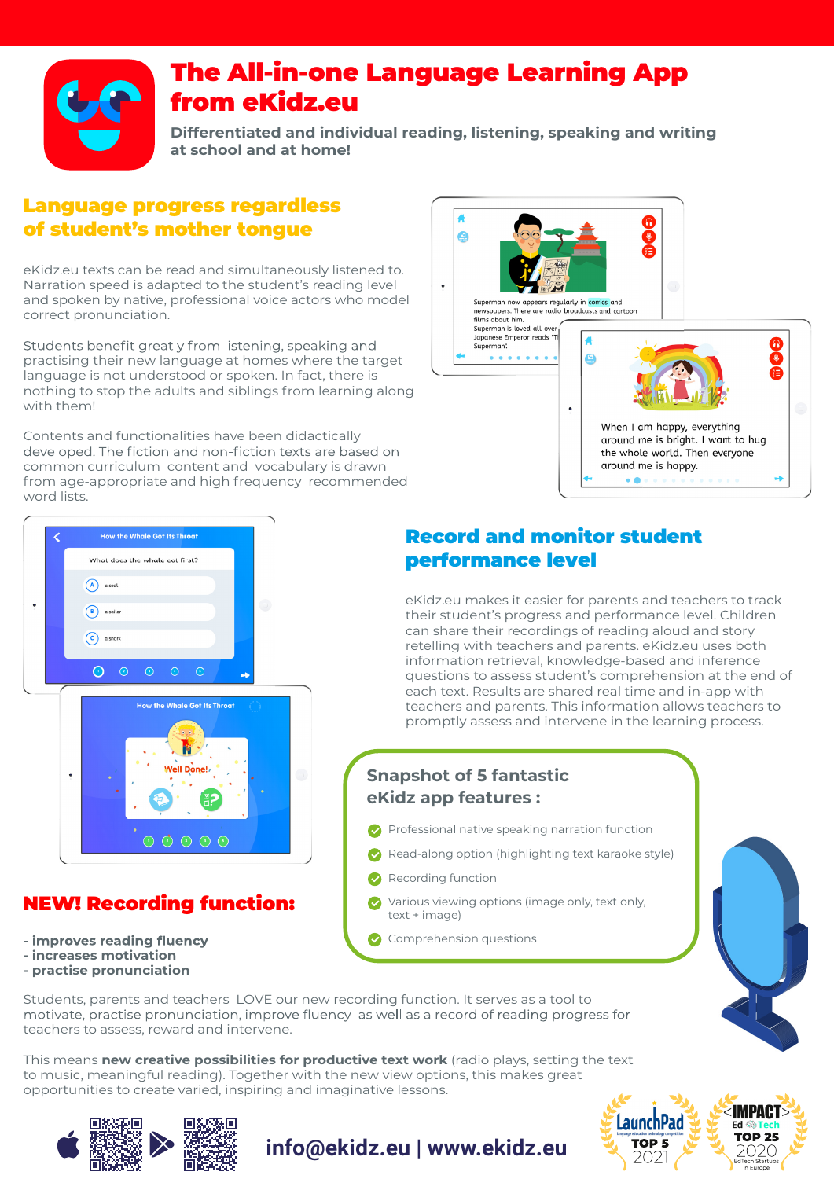# The All-in-one Language Learning App from eKidz.eu

**Differentiated and individual reading, listening, speaking and writing at school and at home!**

## Language progress regardless of student's mother tongue

eKidz.eu texts can be read and simultaneously listened to. Narration speed is adapted to the student's reading level and spoken by native, professional voice actors who model correct pronunciation.

Students benefit greatly from listening, speaking and practising their new language at homes where the target language is not understood or spoken. In fact, there is nothing to stop the adults and siblings from learning along with them!

Contents and functionalities have been didactically developed. The fiction and non-fiction texts are based on common curriculum content and vocabulary is drawn from age-appropriate and high frequency recommended word lists.

## Record and monitor student performance level

eKidz.eu makes it easier for parents and teachers to track their student's progress and performance level. Children can share their recordings of reading aloud and story retelling with teachers and parents. eKidz.eu uses both information retrieval, knowledge-based and inference questions to assess student's comprehension at the end of each text. Results are shared real time and in-app with teachers and parents. This information allows teachers to promptly assess and intervene in the learning process.

### Snapshot of 5 fantastic eKidz app features :

- Professional native speaking narration function
- Read-along option (highlighting text karaoke style)
- Recording function
- Various viewing options (image only, text only, text + image)
- Comprehension questions

## NEW! Recording function:

- **improves reading fluency**
- **increases motivation**
- **practise pronunciation**

Students, parents and teachers LOVE our new recording function. It serves as a tool to motivate, practise pronunciation, improve fluency as well as a record of reading progress for teachers to assess, reward and intervene.

This means **new creative possibilities for productive text work** (radio plays, setting the text to music, meaningful reading). Together with the new view options, this makes great opportunities to create varied, inspiring and imaginative lessons.

**info@ekidz.eu | www.ekidz.eu**

LaunchPad TOP 5 2021

IMPACT EdTech TOP 25 2020 EdTech Startups in Europe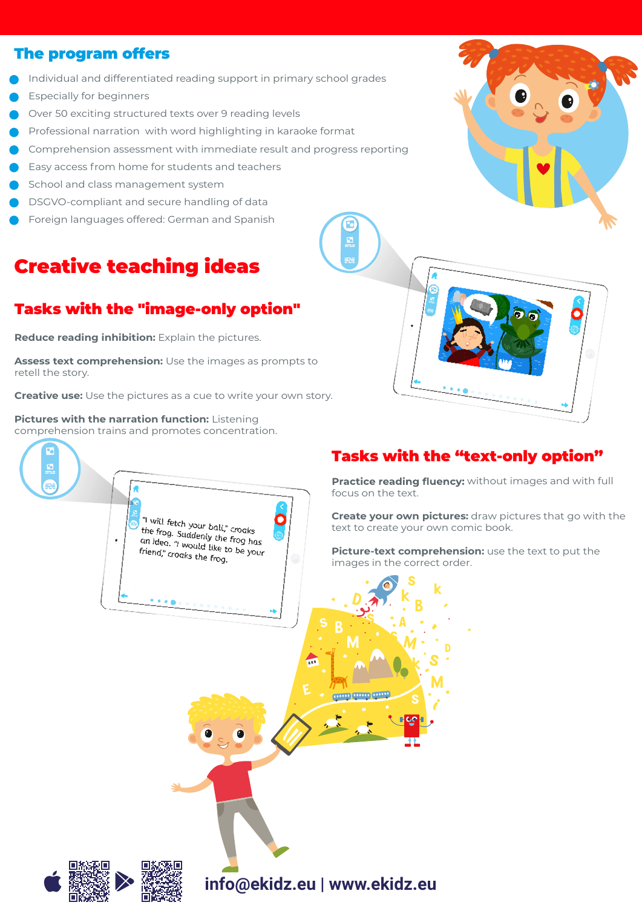## The program offers

- Individual and differentiated reading support in primary school grades
- Especially for beginners
- Over 50 exciting structured texts over 9 reading levels
- Professional narration with word highlighting in karaoke format
- Comprehension assessment with immediate result and progress reporting
- Easy access from home for students and teachers
- School and class management system
- DSGVO-compliant and secure handling of data
- Foreign languages offered: German and Spanish

# Creative teaching ideas

## Tasks with the "image-only option"

**Reduce reading inhibition:** Explain the pictures.

**Assess text comprehension:** Use the images as prompts to retell the story.

**Creative use:** Use the pictures as a cue to write your own story.

**Pictures with the narration function:** Listening comprehension trains and promotes concentration.

## Tasks with the “text-only option”

**Practice reading fluency:** without images and with full focus on the text.

**Create your own pictures:** draw pictures that go with the text to create your own comic book.

**Picture-text comprehension:** use the text to put the images in the correct order.

**info@ekidz.eu | www.ekidz.eu**